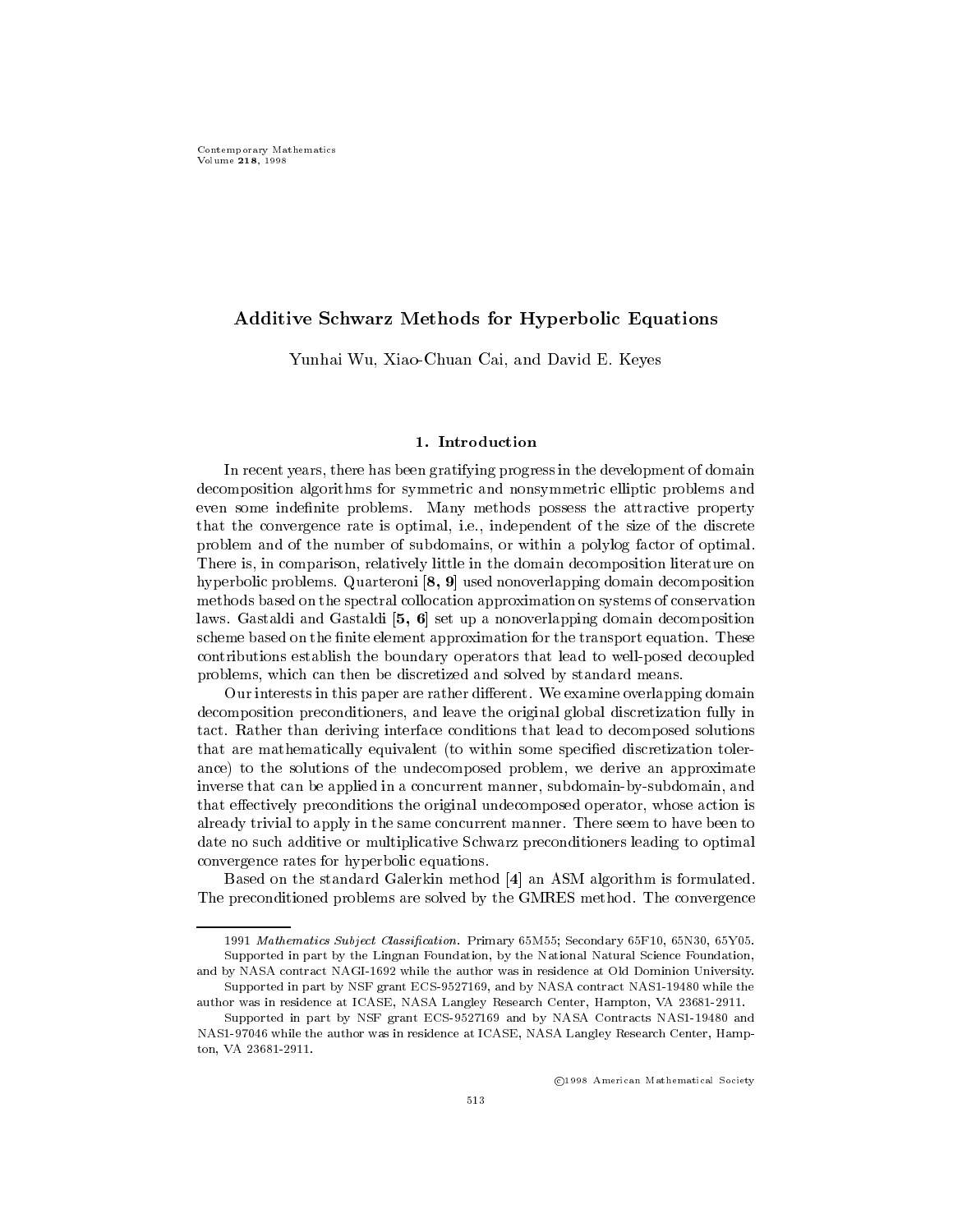# Additive Schwarz Methods for Hyperbolic Equations

Yunhai Wu, Xiao-Chuan Cai, and David E. Keyes

## 1. Introduction

In recent years, there has been gratifying progress in the development of domain decomposition algorithms for symmetric and nonsymmetric elliptic problems and even some indefinite problems. Many methods possess the attractive property that the convergence rate is optimal, i.e., independent of the size of the discrete problem and of the number of subdomains, or within a polylog factor of optimal. There is, in comparison, relatively little in the domain decomposition literature on hyperbolic problems. Quarteroni [**8, 9**] used nonoverlapping domain decomposition methods based on the spectral collocation approximation on systems of conservation laws. Gastaldi and Gastaldi [**5, 6**] set up a nonoverlapping domain decomposition scheme based on the finite element approximation for the transport equation. These contributions establish the boundary operators that lead to well-posed decoupled problems, which can then be discretized and solved by standard means.

Our interests in this paper are rather different. We examine overlapping domain decomposition preconditioners, and leave the original global discretization fully in tact. Rather than deriving interface conditions that lead to decomposed solutions that are mathematically equivalent (to within some specified discretization tolerance) to the solutions of the undecomposed problem, we derive an approximate inverse that can be applied in a concurrent manner, subdomain-by-subdomain, and that effectively preconditions the original undecomposed operator, whose action is already trivial to apply in the same concurrent manner. There seem to have been to date no such additive or multiplicative Schwarz preconditioners leading to optimal convergence rates for hyperbolic equations.

Based on the standard Galerkin method [**4**] an ASM algorithm is formulated. The preconditioned problems are solved by the GMRES method. The convergence

---

1991 *Mathematics Subject Classification.* Primary 65M55; Secondary 65F10, 65N30, 65Y05.

Supported in part by the Lingnan Foundation, by the National Natural Science Foundation, and by NASA contract NAGI-1692 while the author was in residence at Old Dominion University.

Supported in part by NSF grant ECS-9527169, and by NASA contract NAS1-19480 while the author was in residence at ICASE, NASA Langley Research Center, Hampton, VA 23681-2911.

Supported in part by NSF grant ECS-9527169 and by NASA Contracts NAS1-19480 and NAS1-97046 while the author was in residence at ICASE, NASA Langley Research Center, Hampton, VA 23681-2911.

©1998 American Mathematical Society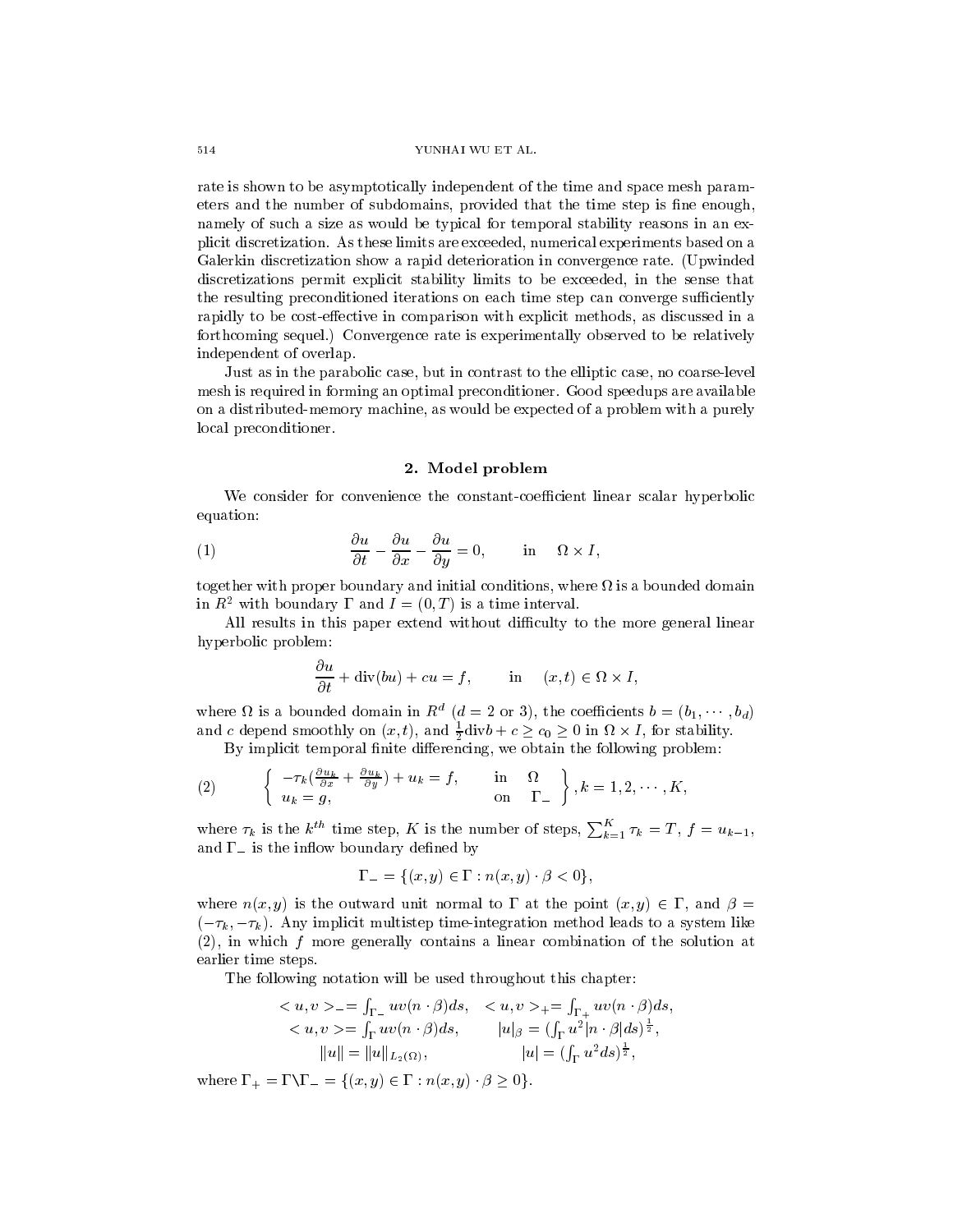rate is shown to be asymptotically independent of the time and space mesh parameters and the number of subdomains, provided that the time step is fine enough, namely of such a size as would be typical for temporal stability reasons in an explicit discretization. As these limits are exceeded, numerical experiments based on a Galerkin discretization show a rapid deterioration in convergence rate. (Upwinded discretizations permit explicit stability limits to be exceeded, in the sense that the resulting preconditioned iterations on each time step can converge sufficiently rapidly to be cost-effective in comparison with explicit methods, as discussed in a forthcoming sequel.) Convergence rate is experimentally observed to be relatively independent of overlap.

Just as in the parabolic case, but in contrast to the elliptic case, no coarse-level mesh is required in forming an optimal preconditioner. Good speedups are available on a distributed-memory machine, as would be expected of a problem with a purely local preconditioner.

## 2. Model problem

We consider for convenience the constant-coefficient linear scalar hyperbolic equation:

$$\frac{\partial u}{\partial t} - \frac{\partial u}{\partial x} - \frac{\partial u}{\partial y} = 0, \qquad \text{in} \quad \Omega \times I, \tag{1}$$

together with proper boundary and initial conditions, where $\Omega$ is a bounded domain in $R^2$ with boundary $\Gamma$ and $I = (0, T)$ is a time interval.

All results in this paper extend without difficulty to the more general linear hyperbolic problem:

$$\frac{\partial u}{\partial t} + \text{div}(bu) + cu = f, \qquad \text{in} \quad (x,t) \in \Omega \times I,$$

where $\Omega$ is a bounded domain in $R^d$ ($d = 2$ or $3$), the coefficients $b = (b_1, \cdots, b_d)$ and $c$ depend smoothly on $(x,t)$, and $\frac{1}{2}\text{div} b + c \geq c_0 \geq 0$ in $\Omega \times I$, for stability.

By implicit temporal finite differencing, we obtain the following problem:

$$\left\{ \begin{array}{ll} -\tau_k(\frac{\partial u_k}{\partial x} + \frac{\partial u_k}{\partial y}) + u_k = f, & \text{in} \quad \Omega \\ u_k = g, & \text{on} \quad \Gamma_- \end{array} \right\}, k = 1, 2, \cdots, K, \tag{2}$$

where $\tau_k$ is the $k^{th}$ time step, $K$ is the number of steps, $\sum_{k=1}^{K} \tau_k = T$, $f = u_{k-1}$, and $\Gamma_-$ is the inflow boundary defined by

$$\Gamma_- = \{(x,y) \in \Gamma : n(x,y) \cdot \beta < 0\},$$

where $n(x,y)$ is the outward unit normal to $\Gamma$ at the point $(x,y) \in \Gamma$, and $\beta = (-\tau_k, -\tau_k)$. Any implicit multistep time-integration method leads to a system like (2), in which $f$ more generally contains a linear combination of the solution at earlier time steps.

The following notation will be used throughout this chapter:

$$\begin{array}{ll} < u,v >_- = \int_{\Gamma_-} uv(n \cdot \beta) ds, & < u,v >_+ = \int_{\Gamma_+} uv(n \cdot \beta) ds, \\ < u,v > = \int_{\Gamma} uv(n \cdot \beta) ds, & |u|_\beta = (\int_\Gamma u^2 |n \cdot \beta| ds)^{\frac{1}{2}}, \\ \|u\| = \|u\|_{L_2(\Omega)}, & |u| = (\int_\Gamma u^2 ds)^{\frac{1}{2}}, \end{array}$$

where $\Gamma_+ = \Gamma \backslash \Gamma_- = \{(x,y) \in \Gamma : n(x,y) \cdot \beta \geq 0\}$.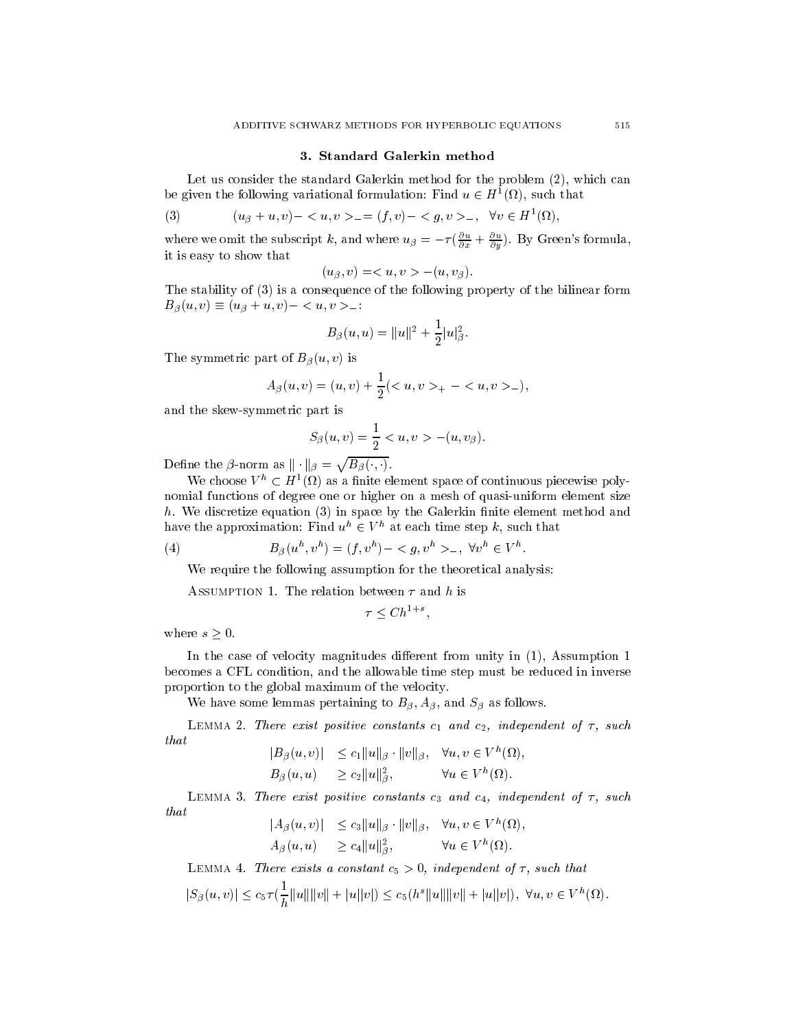## 3. Standard Galerkin method

Let us consider the standard Galerkin method for the problem (2), which can be given the following variational formulation: Find $u \in H^1(\Omega)$, such that

$$(u_\beta + u, v) - \langle u, v \rangle_- = (f, v) - \langle g, v \rangle_-, \quad \forall v \in H^1(\Omega), \tag{3}$$

where we omit the subscript $k$, and where $u_\beta = -\tau(\frac{\partial u}{\partial x} + \frac{\partial u}{\partial y})$. By Green's formula, it is easy to show that

$$(u_\beta, v) = \langle u, v \rangle - (u, v_\beta).$$

The stability of (3) is a consequence of the following property of the bilinear form $B_\beta(u, v) \equiv (u_\beta + u, v) - \langle u, v \rangle_-$:

$$B_\beta(u, u) = \|u\|^2 + \frac{1}{2}|u|_\beta^2.$$

The symmetric part of $B_\beta(u, v)$ is

$$A_\beta(u, v) = (u, v) + \frac{1}{2}(\langle u, v \rangle_+ - \langle u, v \rangle_-),$$

and the skew-symmetric part is

$$S_\beta(u, v) = \frac{1}{2}\langle u, v \rangle - (u, v_\beta).$$

Define the $\beta$-norm as $\|\cdot\|_\beta = \sqrt{B_\beta(\cdot, \cdot)}$.

We choose $V^h \subset H^1(\Omega)$ as a finite element space of continuous piecewise polynomial functions of degree one or higher on a mesh of quasi-uniform element size $h$. We discretize equation (3) in space by the Galerkin finite element method and have the approximation: Find $u^h \in V^h$ at each time step $k$, such that

$$B_\beta(u^h, v^h) = (f, v^h) - \langle g, v^h \rangle_-, \ \forall v^h \in V^h. \tag{4}$$

We require the following assumption for the theoretical analysis:

Assumption 1. The relation between $\tau$ and $h$ is

$$\tau \le C h^{1+s},$$

where $s \ge 0$.

In the case of velocity magnitudes different from unity in (1), Assumption 1 becomes a CFL condition, and the allowable time step must be reduced in inverse proportion to the global maximum of the velocity.

We have some lemmas pertaining to $B_\beta$, $A_\beta$, and $S_\beta$ as follows.

Lemma 2. *There exist positive constants $c_1$ and $c_2$, independent of $\tau$, such that*

$$\begin{aligned} |B_\beta(u, v)| &\le c_1 \|u\|_\beta \cdot \|v\|_\beta, \quad \forall u, v \in V^h(\Omega), \\ B_\beta(u, u) &\ge c_2 \|u\|_\beta^2, \qquad \forall u \in V^h(\Omega). \end{aligned}$$

Lemma 3. *There exist positive constants $c_3$ and $c_4$, independent of $\tau$, such that*

$$\begin{aligned} |A_\beta(u, v)| &\le c_3 \|u\|_\beta \cdot \|v\|_\beta, \quad \forall u, v \in V^h(\Omega), \\ A_\beta(u, u) &\ge c_4 \|u\|_\beta^2, \qquad \forall u \in V^h(\Omega). \end{aligned}$$

Lemma 4. *There exists a constant $c_5 > 0$, independent of $\tau$, such that*

$$|S_\beta(u, v)| \le c_5 \tau (\frac{1}{h}\|u\|\|v\| + |u||v|) \le c_5 (h^s \|u\|\|v\| + |u||v|), \ \forall u, v \in V^h(\Omega).$$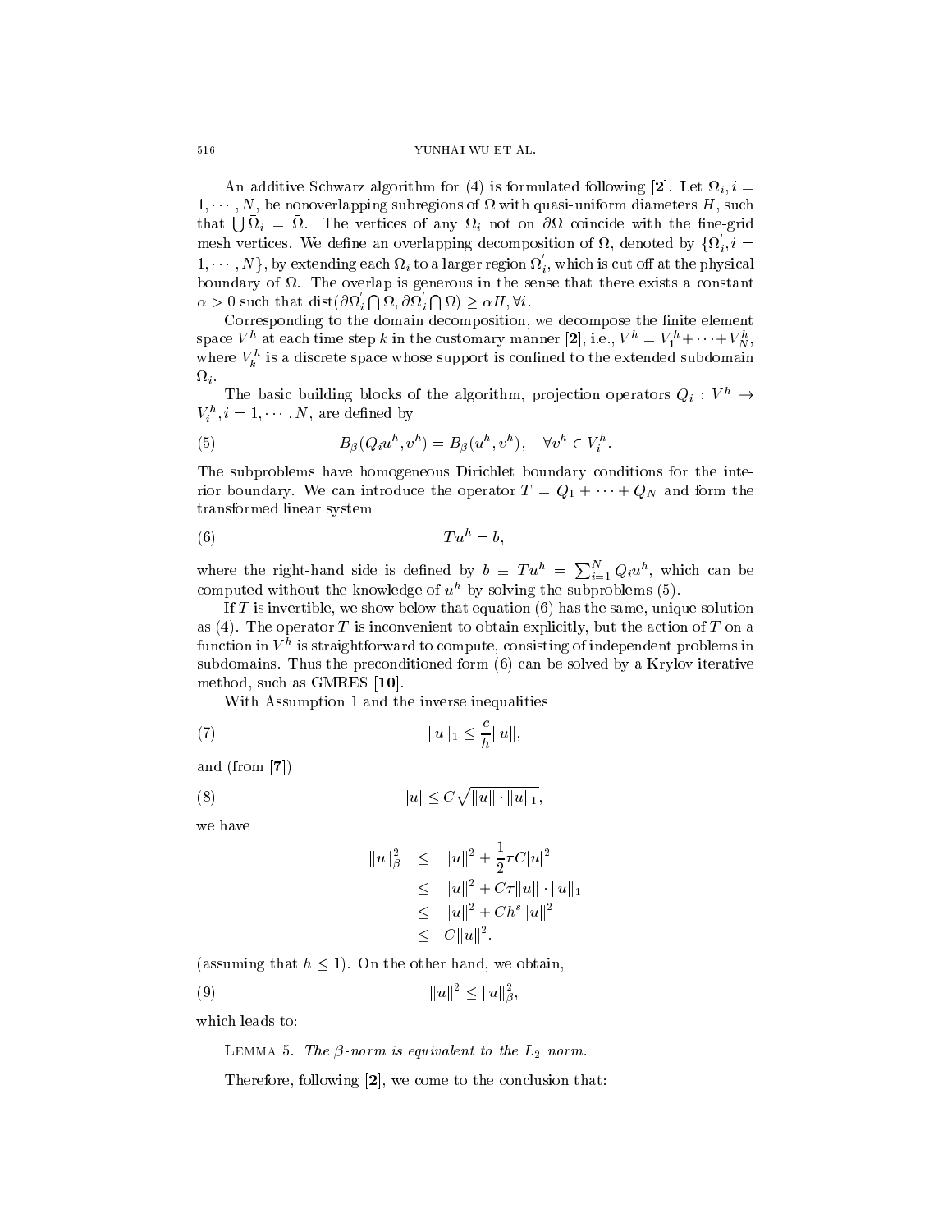An additive Schwarz algorithm for (4) is formulated following [**2**]. Let $\Omega_i, i = 1, \cdots, N$, be nonoverlapping subregions of $\Omega$ with quasi-uniform diameters $H$, such that $\bigcup \bar{\Omega}_i = \bar{\Omega}$. The vertices of any $\Omega_i$ not on $\partial\Omega$ coincide with the fine-grid mesh vertices. We define an overlapping decomposition of $\Omega$, denoted by $\{\Omega_i^{'}, i = 1, \cdots, N\}$, by extending each $\Omega_i$ to a larger region $\Omega_i^{'}$, which is cut off at the physical boundary of $\Omega$. The overlap is generous in the sense that there exists a constant $\alpha > 0$ such that $\text{dist}(\partial\Omega_i^{'} \bigcap \Omega, \partial\Omega_i^{'} \bigcap \Omega) \geq \alpha H, \forall i$.

Corresponding to the domain decomposition, we decompose the finite element space $V^h$ at each time step $k$ in the customary manner [**2**], i.e., $V^h = V_1^h + \cdots + V_N^h$, where $V_k^h$ is a discrete space whose support is confined to the extended subdomain $\Omega_i$.

The basic building blocks of the algorithm, projection operators $Q_i : V^h \rightarrow V_i^h, i = 1, \cdots, N$, are defined by

$$B_\beta(Q_i u^h, v^h) = B_\beta(u^h, v^h), \quad \forall v^h \in V_i^h. \tag{5}$$

The subproblems have homogeneous Dirichlet boundary conditions for the interior boundary. We can introduce the operator $T = Q_1 + \cdots + Q_N$ and form the transformed linear system

$$Tu^h = b, \tag{6}$$

where the right-hand side is defined by $b \equiv Tu^h = \sum_{i=1}^N Q_i u^h$, which can be computed without the knowledge of $u^h$ by solving the subproblems (5).

If $T$ is invertible, we show below that equation (6) has the same, unique solution as (4). The operator $T$ is inconvenient to obtain explicitly, but the action of $T$ on a function in $V^h$ is straightforward to compute, consisting of independent problems in subdomains. Thus the preconditioned form (6) can be solved by a Krylov iterative method, such as GMRES [**10**].

With Assumption 1 and the inverse inequalities

$$\|u\|_1 \leq \frac{c}{h}\|u\|, \tag{7}$$

and (from [**7**])

$$|u| \leq C\sqrt{\|u\| \cdot \|u\|_1}, \tag{8}$$

we have

$$\begin{aligned}
\|u\|_\beta^2 &\leq \|u\|^2 + \frac{1}{2}\tau C |u|^2 \\
&\leq \|u\|^2 + C\tau \|u\| \cdot \|u\|_1 \\
&\leq \|u\|^2 + Ch^s \|u\|^2 \\
&\leq C\|u\|^2.
\end{aligned}$$

(assuming that $h \leq 1$). On the other hand, we obtain,

$$\|u\|^2 \leq \|u\|_\beta^2, \tag{9}$$

which leads to:

LEMMA 5. *The $\beta$-norm is equivalent to the $L_2$ norm.*

Therefore, following [**2**], we come to the conclusion that: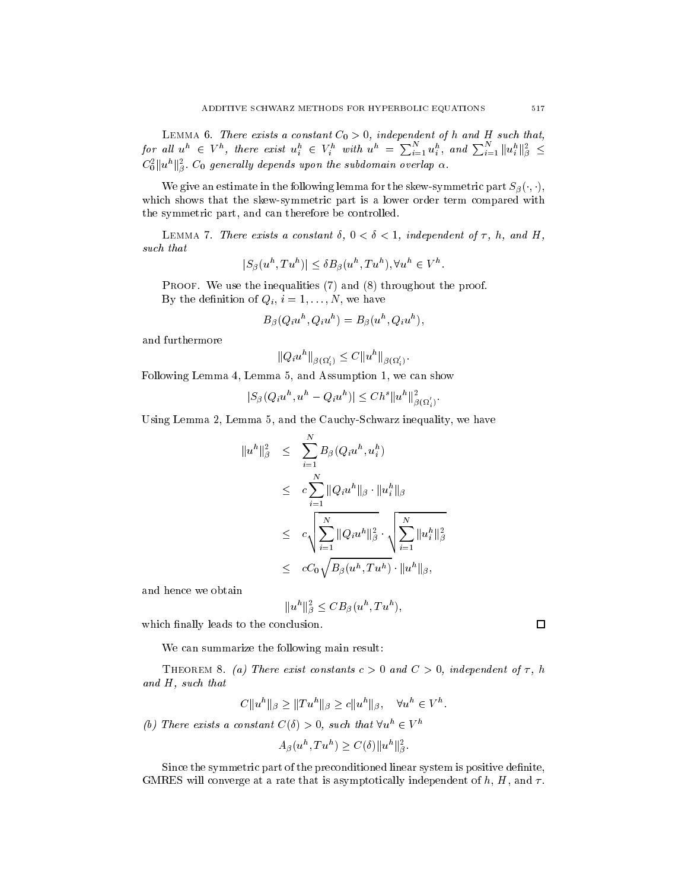LEMMA 6. *There exists a constant $C_0 > 0$, independent of $h$ and $H$ such that, for all $u^h \in V^h$, there exist $u_i^h \in V_i^h$ with $u^h = \sum_{i=1}^N u_i^h$, and $\sum_{i=1}^N \|u_i^h\|_\beta^2 \leq C_0^2 \|u^h\|_\beta^2$. $C_0$ generally depends upon the subdomain overlap $\alpha$.*

We give an estimate in the following lemma for the skew-symmetric part $S_\beta(\cdot,\cdot)$, which shows that the skew-symmetric part is a lower order term compared with the symmetric part, and can therefore be controlled.

LEMMA 7. *There exists a constant $\delta$, $0 < \delta < 1$, independent of $\tau$, $h$, and $H$, such that*

$$|S_\beta(u^h, Tu^h)| \leq \delta B_\beta(u^h, Tu^h), \forall u^h \in V^h.$$

PROOF. We use the inequalities (7) and (8) throughout the proof.

By the definition of $Q_i$, $i = 1, \ldots, N$, we have

$$B_\beta(Q_i u^h, Q_i u^h) = B_\beta(u^h, Q_i u^h),$$

and furthermore

$$\|Q_i u^h\|_{\beta(\Omega_i')} \leq C \|u^h\|_{\beta(\Omega_i')}.$$

Following Lemma 4, Lemma 5, and Assumption 1, we can show

$$|S_\beta(Q_i u^h, u^h - Q_i u^h)| \leq Ch^s \|u^h\|_{\beta(\Omega_i')}^2.$$

Using Lemma 2, Lemma 5, and the Cauchy-Schwarz inequality, we have

$$\begin{aligned}
\|u^h\|_\beta^2 &\leq \sum_{i=1}^N B_\beta(Q_i u^h, u_i^h) \\
&\leq c \sum_{i=1}^N \|Q_i u^h\|_\beta \cdot \|u_i^h\|_\beta \\
&\leq c \sqrt{\sum_{i=1}^N \|Q_i u^h\|_\beta^2} \cdot \sqrt{\sum_{i=1}^N \|u_i^h\|_\beta^2} \\
&\leq c C_0 \sqrt{B_\beta(u^h, Tu^h)} \cdot \|u^h\|_\beta,
\end{aligned}$$

and hence we obtain

$$\|u^h\|_\beta^2 \leq C B_\beta(u^h, Tu^h),$$

which finally leads to the conclusion. $\square$

We can summarize the following main result:

THEOREM 8. *(a) There exist constants $c > 0$ and $C > 0$, independent of $\tau$, $h$ and $H$, such that*

$$C\|u^h\|_\beta \geq \|Tu^h\|_\beta \geq c\|u^h\|_\beta, \quad \forall u^h \in V^h.$$

*(b) There exists a constant $C(\delta) > 0$, such that $\forall u^h \in V^h$*

$$A_\beta(u^h, Tu^h) \geq C(\delta)\|u^h\|_\beta^2.$$

Since the symmetric part of the preconditioned linear system is positive definite, GMRES will converge at a rate that is asymptotically independent of $h$, $H$, and $\tau$.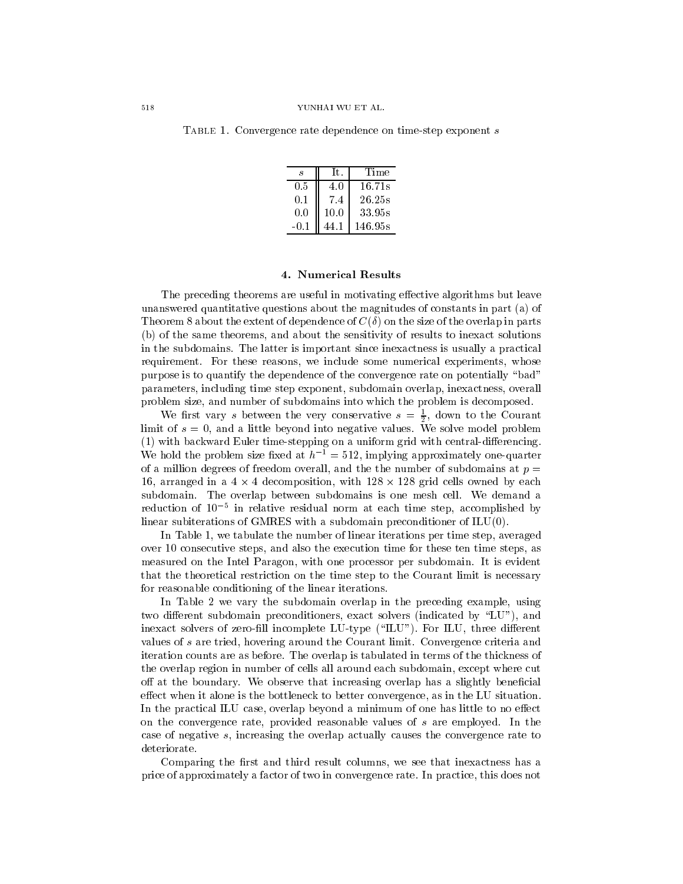Table 1. Convergence rate dependence on time-step exponent $s$

| $s$ | It. | Time |
|---|---|---|
| 0.5 | 4.0 | 16.71s |
| 0.1 | 7.4 | 26.25s |
| 0.0 | 10.0 | 33.95s |
| -0.1 | 44.1 | 146.95s |

## 4. Numerical Results

The preceding theorems are useful in motivating effective algorithms but leave unanswered quantitative questions about the magnitudes of constants in part (a) of Theorem 8 about the extent of dependence of $C(\delta)$ on the size of the overlap in parts (b) of the same theorems, and about the sensitivity of results to inexact solutions in the subdomains. The latter is important since inexactness is usually a practical requirement. For these reasons, we include some numerical experiments, whose purpose is to quantify the dependence of the convergence rate on potentially "bad" parameters, including time step exponent, subdomain overlap, inexactness, overall problem size, and number of subdomains into which the problem is decomposed.

We first vary $s$ between the very conservative $s = \frac{1}{2}$, down to the Courant limit of $s = 0$, and a little beyond into negative values. We solve model problem (1) with backward Euler time-stepping on a uniform grid with central-differencing. We hold the problem size fixed at $h^{-1} = 512$, implying approximately one-quarter of a million degrees of freedom overall, and the the number of subdomains at $p = 16$, arranged in a $4 \times 4$ decomposition, with $128 \times 128$ grid cells owned by each subdomain. The overlap between subdomains is one mesh cell. We demand a reduction of $10^{-5}$ in relative residual norm at each time step, accomplished by linear subiterations of GMRES with a subdomain preconditioner of ILU(0).

In Table 1, we tabulate the number of linear iterations per time step, averaged over 10 consecutive steps, and also the execution time for these ten time steps, as measured on the Intel Paragon, with one processor per subdomain. It is evident that the theoretical restriction on the time step to the Courant limit is necessary for reasonable conditioning of the linear iterations.

In Table 2 we vary the subdomain overlap in the preceding example, using two different subdomain preconditioners, exact solvers (indicated by "LU"), and inexact solvers of zero-fill incomplete LU-type ("ILU"). For ILU, three different values of $s$ are tried, hovering around the Courant limit. Convergence criteria and iteration counts are as before. The overlap is tabulated in terms of the thickness of the overlap region in number of cells all around each subdomain, except where cut off at the boundary. We observe that increasing overlap has a slightly beneficial effect when it alone is the bottleneck to better convergence, as in the LU situation. In the practical ILU case, overlap beyond a minimum of one has little to no effect on the convergence rate, provided reasonable values of $s$ are employed. In the case of negative $s$, increasing the overlap actually causes the convergence rate to deteriorate.

Comparing the first and third result columns, we see that inexactness has a price of approximately a factor of two in convergence rate. In practice, this does not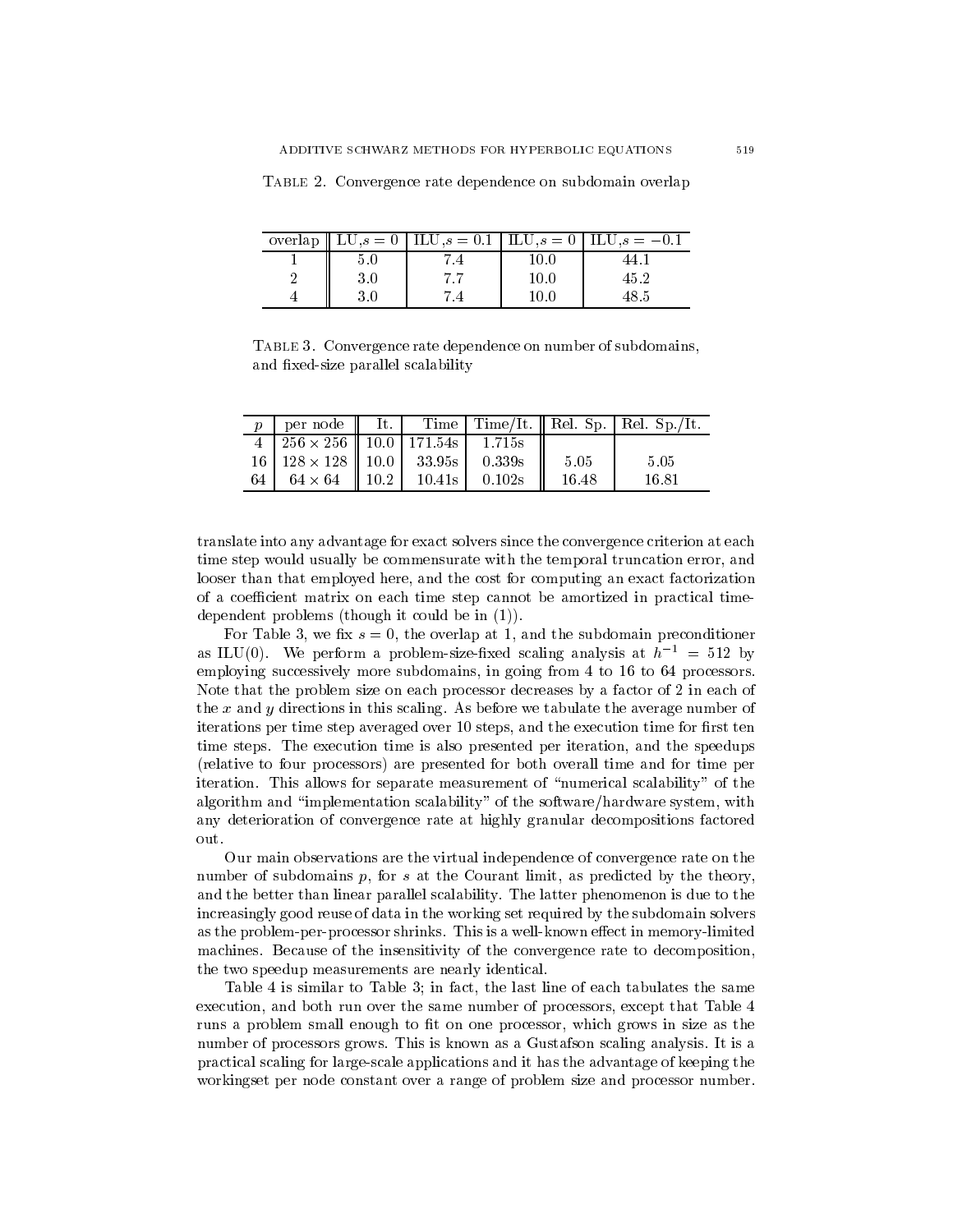Table 2. Convergence rate dependence on subdomain overlap

| overlap | LU, $s = 0$ | ILU, $s = 0.1$ | ILU, $s = 0$ | ILU, $s = -0.1$ |
|---|---|---|---|---|
| 1 | 5.0 | 7.4 | 10.0 | 44.1 |
| 2 | 3.0 | 7.7 | 10.0 | 45.2 |
| 4 | 3.0 | 7.4 | 10.0 | 48.5 |

Table 3. Convergence rate dependence on number of subdomains, and fixed-size parallel scalability

| $p$ | per node | It. | Time | Time/It. | Rel. Sp. | Rel. Sp./It. |
|---|---|---|---|---|---|---|
| 4 | $256 \times 256$ | 10.0 | 171.54s | 1.715s | | |
| 16 | $128 \times 128$ | 10.0 | 33.95s | 0.339s | 5.05 | 5.05 |
| 64 | $64 \times 64$ | 10.2 | 10.41s | 0.102s | 16.48 | 16.81 |

translate into any advantage for exact solvers since the convergence criterion at each time step would usually be commensurate with the temporal truncation error, and looser than that employed here, and the cost for computing an exact factorization of a coefficient matrix on each time step cannot be amortized in practical time-dependent problems (though it could be in (1)).

For Table 3, we fix $s = 0$, the overlap at 1, and the subdomain preconditioner as ILU(0). We perform a problem-size-fixed scaling analysis at $h^{-1} = 512$ by employing successively more subdomains, in going from 4 to 16 to 64 processors. Note that the problem size on each processor decreases by a factor of 2 in each of the $x$ and $y$ directions in this scaling. As before we tabulate the average number of iterations per time step averaged over 10 steps, and the execution time for first ten time steps. The execution time is also presented per iteration, and the speedups (relative to four processors) are presented for both overall time and for time per iteration. This allows for separate measurement of "numerical scalability" of the algorithm and "implementation scalability" of the software/hardware system, with any deterioration of convergence rate at highly granular decompositions factored out.

Our main observations are the virtual independence of convergence rate on the number of subdomains $p$, for $s$ at the Courant limit, as predicted by the theory, and the better than linear parallel scalability. The latter phenomenon is due to the increasingly good reuse of data in the working set required by the subdomain solvers as the problem-per-processor shrinks. This is a well-known effect in memory-limited machines. Because of the insensitivity of the convergence rate to decomposition, the two speedup measurements are nearly identical.

Table 4 is similar to Table 3; in fact, the last line of each tabulates the same execution, and both run over the same number of processors, except that Table 4 runs a problem small enough to fit on one processor, which grows in size as the number of processors grows. This is known as a Gustafson scaling analysis. It is a practical scaling for large-scale applications and it has the advantage of keeping the workingset per node constant over a range of problem size and processor number.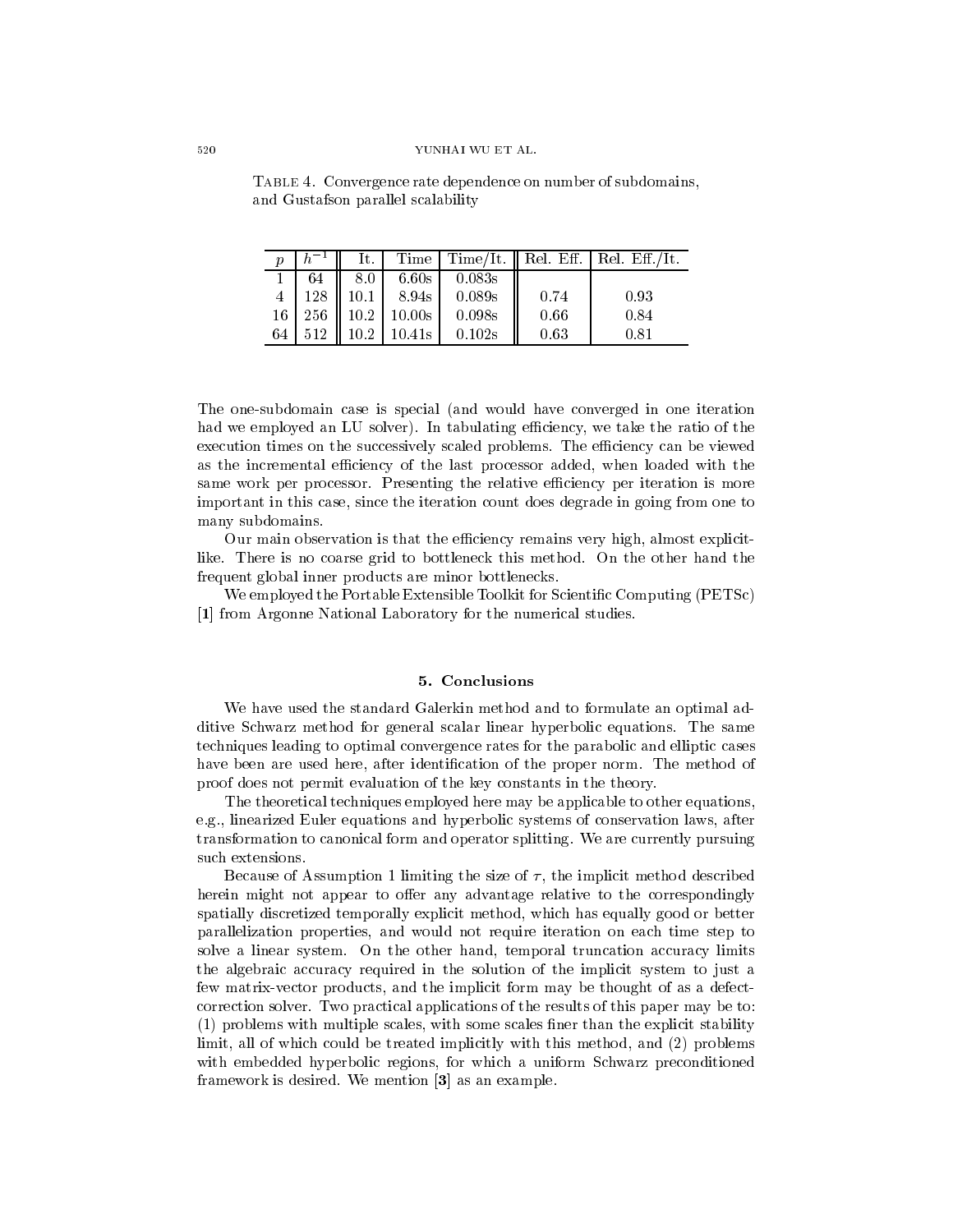TABLE 4. Convergence rate dependence on number of subdomains, and Gustafson parallel scalability

| $p$ | $h^{-1}$ | It. | Time | Time/It. | Rel. Eff. | Rel. Eff./It. |
|---|---|---|---|---|---|---|
| 1 | 64 | 8.0 | 6.60s | 0.083s | | |
| 4 | 128 | 10.1 | 8.94s | 0.089s | 0.74 | 0.93 |
| 16 | 256 | 10.2 | 10.00s | 0.098s | 0.66 | 0.84 |
| 64 | 512 | 10.2 | 10.41s | 0.102s | 0.63 | 0.81 |

The one-subdomain case is special (and would have converged in one iteration had we employed an LU solver). In tabulating efficiency, we take the ratio of the execution times on the successively scaled problems. The efficiency can be viewed as the incremental efficiency of the last processor added, when loaded with the same work per processor. Presenting the relative efficiency per iteration is more important in this case, since the iteration count does degrade in going from one to many subdomains.

Our main observation is that the efficiency remains very high, almost explicit-like. There is no coarse grid to bottleneck this method. On the other hand the frequent global inner products are minor bottlenecks.

We employed the Portable Extensible Toolkit for Scientific Computing (PETSc) [**1**] from Argonne National Laboratory for the numerical studies.

## 5. Conclusions

We have used the standard Galerkin method and to formulate an optimal additive Schwarz method for general scalar linear hyperbolic equations. The same techniques leading to optimal convergence rates for the parabolic and elliptic cases have been are used here, after identification of the proper norm. The method of proof does not permit evaluation of the key constants in the theory.

The theoretical techniques employed here may be applicable to other equations, e.g., linearized Euler equations and hyperbolic systems of conservation laws, after transformation to canonical form and operator splitting. We are currently pursuing such extensions.

Because of Assumption 1 limiting the size of $\tau$, the implicit method described herein might not appear to offer any advantage relative to the correspondingly spatially discretized temporally explicit method, which has equally good or better parallelization properties, and would not require iteration on each time step to solve a linear system. On the other hand, temporal truncation accuracy limits the algebraic accuracy required in the solution of the implicit system to just a few matrix-vector products, and the implicit form may be thought of as a defect-correction solver. Two practical applications of the results of this paper may be to: (1) problems with multiple scales, with some scales finer than the explicit stability limit, all of which could be treated implicitly with this method, and (2) problems with embedded hyperbolic regions, for which a uniform Schwarz preconditioned framework is desired. We mention [**3**] as an example.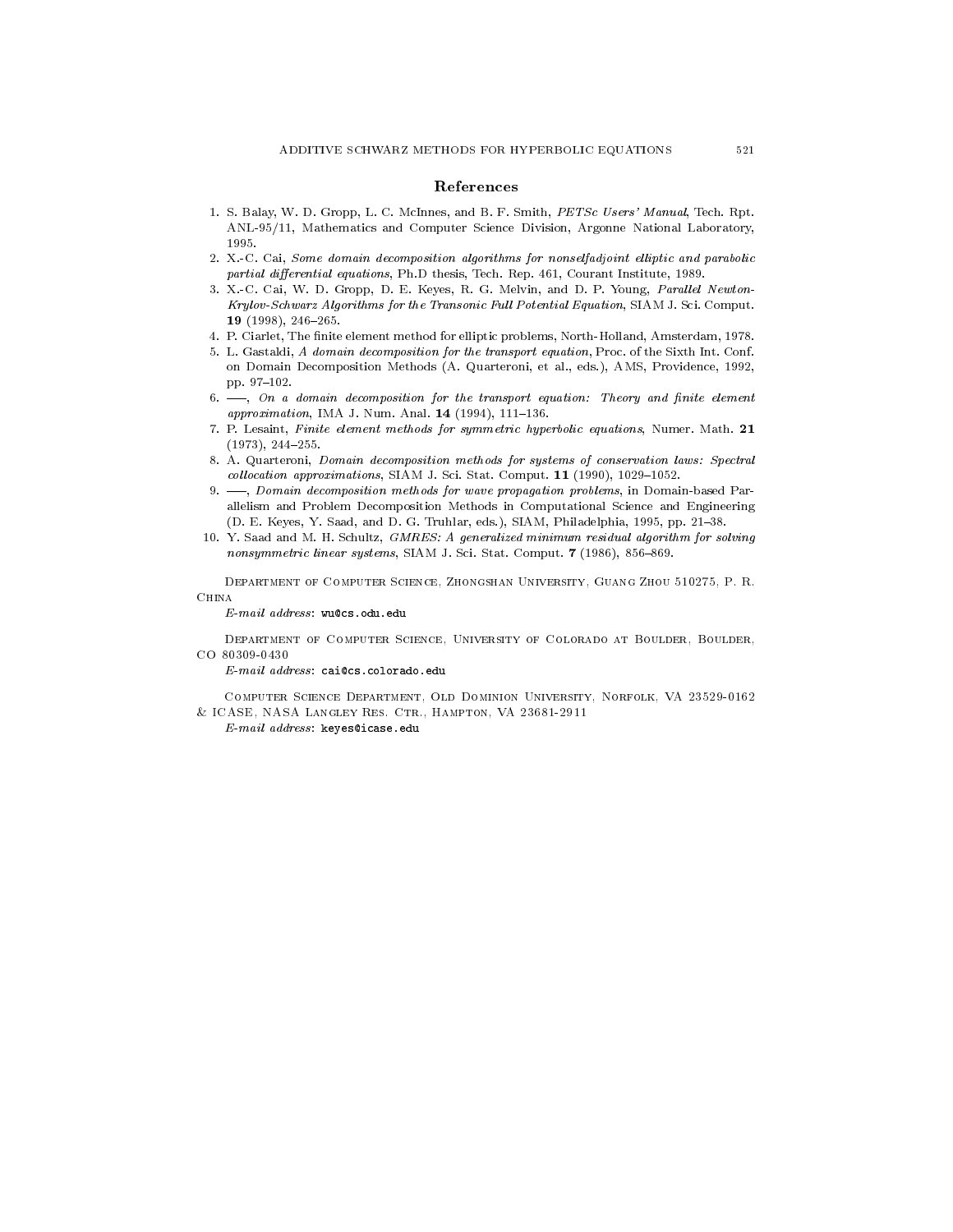## References

1. S. Balay, W. D. Gropp, L. C. McInnes, and B. F. Smith, *PETSc Users' Manual*, Tech. Rpt. ANL-95/11, Mathematics and Computer Science Division, Argonne National Laboratory, 1995.
2. X.-C. Cai, *Some domain decomposition algorithms for nonselfadjoint elliptic and parabolic partial differential equations*, Ph.D thesis, Tech. Rep. 461, Courant Institute, 1989.
3. X.-C. Cai, W. D. Gropp, D. E. Keyes, R. G. Melvin, and D. P. Young, *Parallel Newton-Krylov-Schwarz Algorithms for the Transonic Full Potential Equation*, SIAM J. Sci. Comput. **19** (1998), 246–265.
4. P. Ciarlet, The finite element method for elliptic problems, North-Holland, Amsterdam, 1978.
5. L. Gastaldi, *A domain decomposition for the transport equation*, Proc. of the Sixth Int. Conf. on Domain Decomposition Methods (A. Quarteroni, et al., eds.), AMS, Providence, 1992, pp. 97–102.
6. ——, *On a domain decomposition for the transport equation: Theory and finite element approximation*, IMA J. Num. Anal. **14** (1994), 111–136.
7. P. Lesaint, *Finite element methods for symmetric hyperbolic equations*, Numer. Math. **21** (1973), 244–255.
8. A. Quarteroni, *Domain decomposition methods for systems of conservation laws: Spectral collocation approximations*, SIAM J. Sci. Stat. Comput. **11** (1990), 1029–1052.
9. ——, *Domain decomposition methods for wave propagation problems*, in Domain-based Parallelism and Problem Decomposition Methods in Computational Science and Engineering (D. E. Keyes, Y. Saad, and D. G. Truhlar, eds.), SIAM, Philadelphia, 1995, pp. 21–38.
10. Y. Saad and M. H. Schultz, *GMRES: A generalized minimum residual algorithm for solving nonsymmetric linear systems*, SIAM J. Sci. Stat. Comput. **7** (1986), 856–869.

Department of Computer Science, Zhongshan University, Guang Zhou 510275, P. R. China

*E-mail address*: wu@cs.odu.edu

Department of Computer Science, University of Colorado at Boulder, Boulder, CO 80309-0430

*E-mail address*: cai@cs.colorado.edu

Computer Science Department, Old Dominion University, Norfolk, VA 23529-0162 & ICASE, NASA Langley Res. Ctr., Hampton, VA 23681-2911

*E-mail address*: keyes@icase.edu